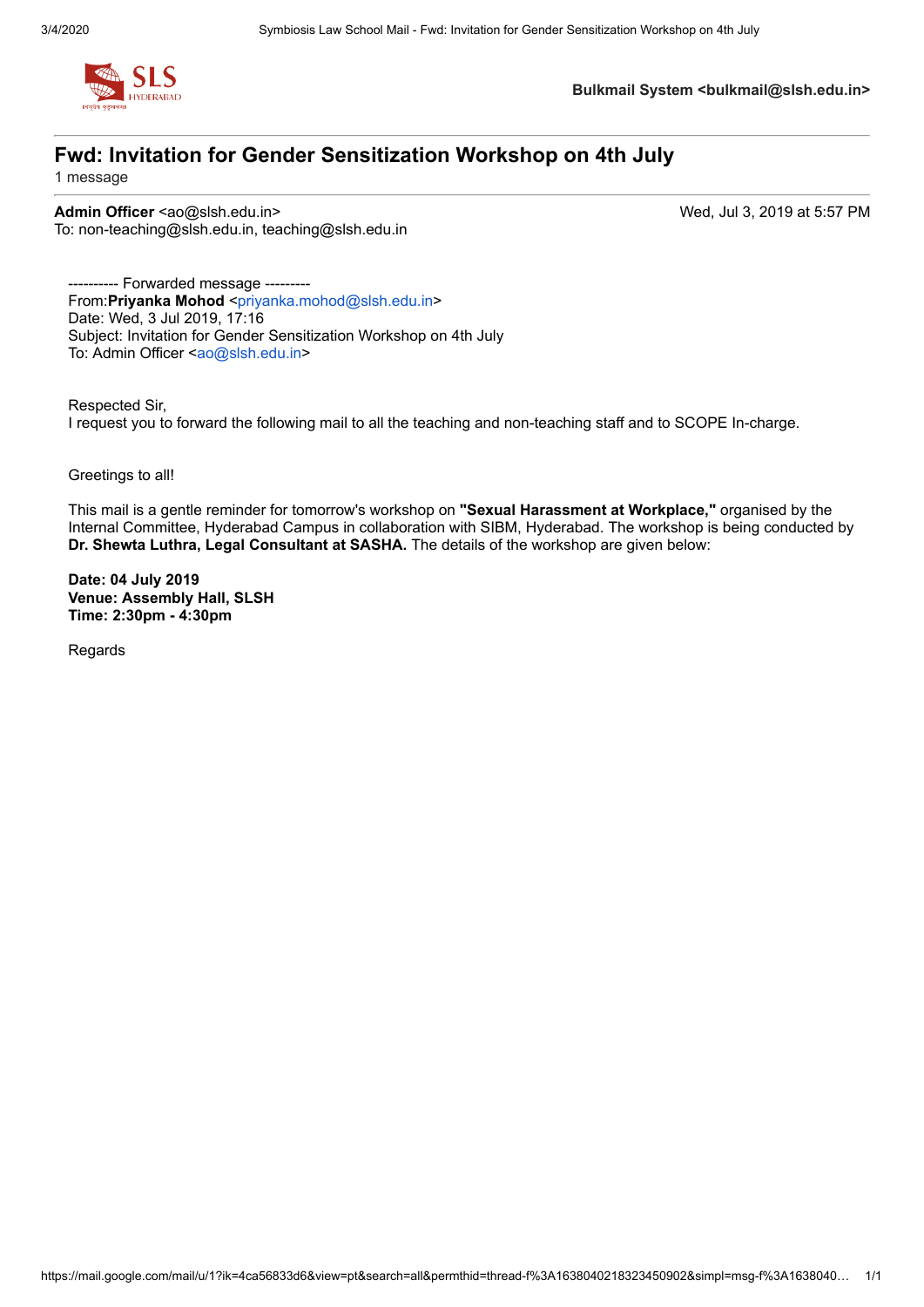**Bulkmail System <bulkmail@slsh.edu.in>**

# Fwd: Invitation for Gender Sensitization Workshop on 4th July

1 message

**Admin Officer** <ao@slsh.edu.in>  
To: non-teaching@slsh.edu.in, teaching@slsh.edu.in

Wed, Jul 3, 2019 at 5:57 PM

---------- Forwarded message ---------  
From:**Priyanka Mohod** <priyanka.mohod@slsh.edu.in>  
Date: Wed, 3 Jul 2019, 17:16  
Subject: Invitation for Gender Sensitization Workshop on 4th July  
To: Admin Officer <ao@slsh.edu.in>

Respected Sir,  
I request you to forward the following mail to all the teaching and non-teaching staff and to SCOPE In-charge.

Greetings to all!

This mail is a gentle reminder for tomorrow's workshop on **"Sexual Harassment at Workplace,"** organised by the Internal Committee, Hyderabad Campus in collaboration with SIBM, Hyderabad. The workshop is being conducted by **Dr. Shewta Luthra, Legal Consultant at SASHA.** The details of the workshop are given below:

**Date: 04 July 2019**  
**Venue: Assembly Hall, SLSH**  
**Time: 2:30pm - 4:30pm**

Regards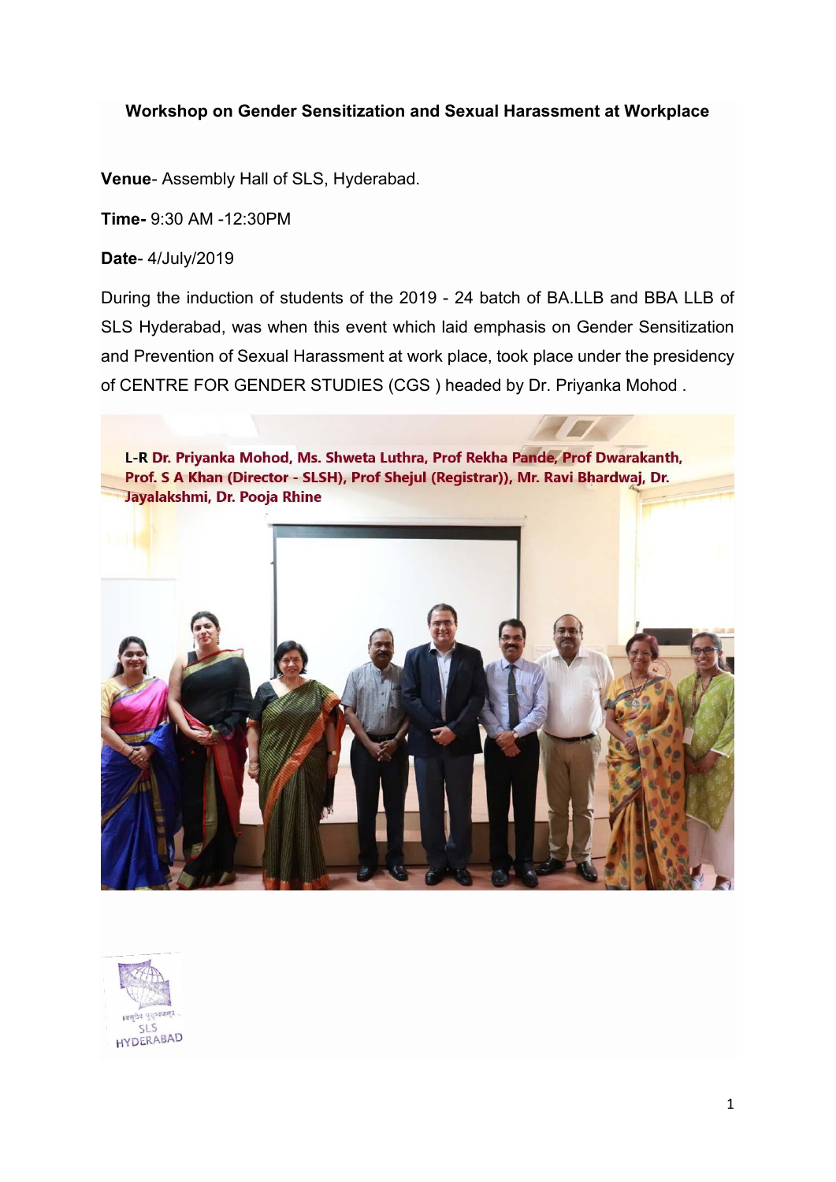**Workshop on Gender Sensitization and Sexual Harassment at Workplace**

**Venue**- Assembly Hall of SLS, Hyderabad.

**Time-** 9:30 AM -12:30PM

**Date**- 4/July/2019

During the induction of students of the 2019 - 24 batch of BA.LLB and BBA LLB of SLS Hyderabad, was when this event which laid emphasis on Gender Sensitization and Prevention of Sexual Harassment at work place, took place under the presidency of CENTRE FOR GENDER STUDIES (CGS ) headed by Dr. Priyanka Mohod .

**L-R Dr. Priyanka Mohod, Ms. Shweta Luthra, Prof Rekha Pande, Prof Dwarakanth, Prof. S A Khan (Director - SLSH), Prof Shejul (Registrar)), Mr. Ravi Bhardwaj, Dr. Jayalakshmi, Dr. Pooja Rhine**

SLS HYDERABAD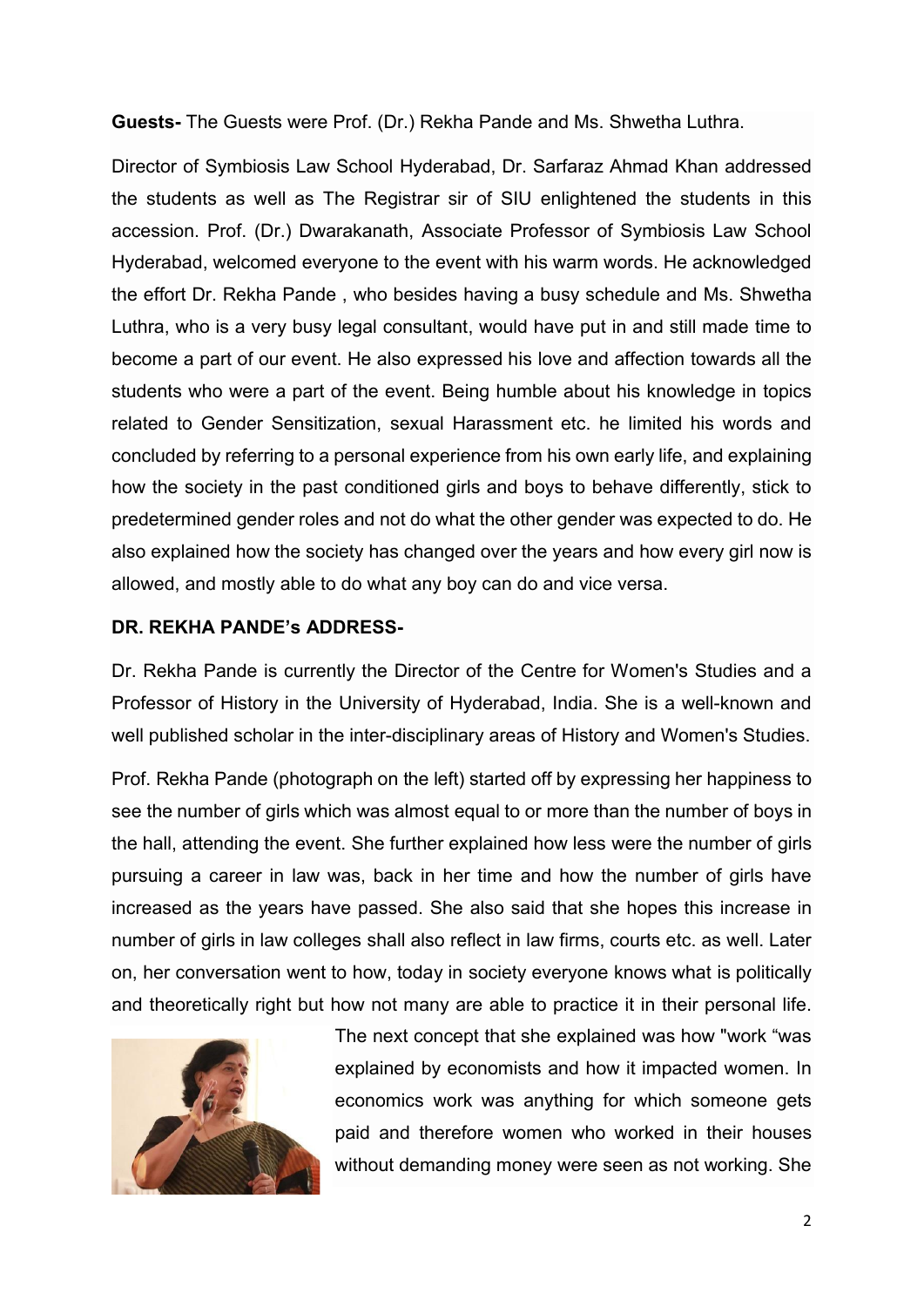**Guests-** The Guests were Prof. (Dr.) Rekha Pande and Ms. Shwetha Luthra.

Director of Symbiosis Law School Hyderabad, Dr. Sarfaraz Ahmad Khan addressed the students as well as The Registrar sir of SIU enlightened the students in this accession. Prof. (Dr.) Dwarakanath, Associate Professor of Symbiosis Law School Hyderabad, welcomed everyone to the event with his warm words. He acknowledged the effort Dr. Rekha Pande , who besides having a busy schedule and Ms. Shwetha Luthra, who is a very busy legal consultant, would have put in and still made time to become a part of our event. He also expressed his love and affection towards all the students who were a part of the event. Being humble about his knowledge in topics related to Gender Sensitization, sexual Harassment etc. he limited his words and concluded by referring to a personal experience from his own early life, and explaining how the society in the past conditioned girls and boys to behave differently, stick to predetermined gender roles and not do what the other gender was expected to do. He also explained how the society has changed over the years and how every girl now is allowed, and mostly able to do what any boy can do and vice versa.

**DR. REKHA PANDE's ADDRESS-**

Dr. Rekha Pande is currently the Director of the Centre for Women's Studies and a Professor of History in the University of Hyderabad, India. She is a well-known and well published scholar in the inter-disciplinary areas of History and Women's Studies.

Prof. Rekha Pande (photograph on the left) started off by expressing her happiness to see the number of girls which was almost equal to or more than the number of boys in the hall, attending the event. She further explained how less were the number of girls pursuing a career in law was, back in her time and how the number of girls have increased as the years have passed. She also said that she hopes this increase in number of girls in law colleges shall also reflect in law firms, courts etc. as well. Later on, her conversation went to how, today in society everyone knows what is politically and theoretically right but how not many are able to practice it in their personal life. The next concept that she explained was how "work "was explained by economists and how it impacted women. In economics work was anything for which someone gets paid and therefore women who worked in their houses without demanding money were seen as not working. She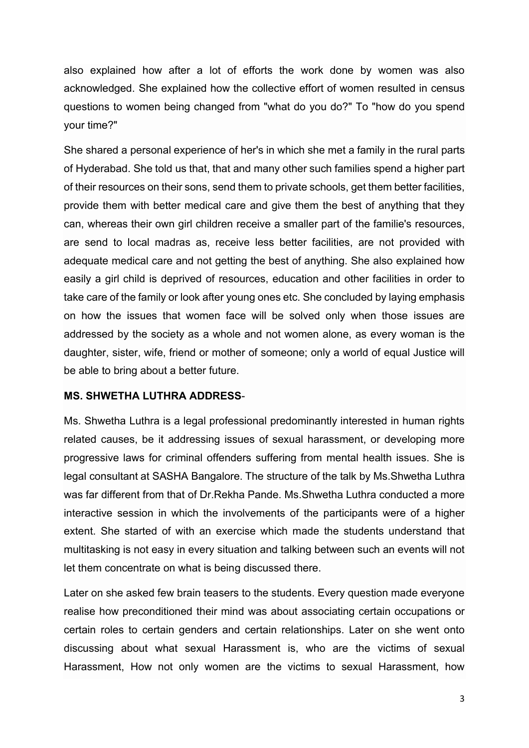also explained how after a lot of efforts the work done by women was also acknowledged. She explained how the collective effort of women resulted in census questions to women being changed from "what do you do?" To "how do you spend your time?"

She shared a personal experience of her's in which she met a family in the rural parts of Hyderabad. She told us that, that and many other such families spend a higher part of their resources on their sons, send them to private schools, get them better facilities, provide them with better medical care and give them the best of anything that they can, whereas their own girl children receive a smaller part of the familie's resources, are send to local madras as, receive less better facilities, are not provided with adequate medical care and not getting the best of anything. She also explained how easily a girl child is deprived of resources, education and other facilities in order to take care of the family or look after young ones etc. She concluded by laying emphasis on how the issues that women face will be solved only when those issues are addressed by the society as a whole and not women alone, as every woman is the daughter, sister, wife, friend or mother of someone; only a world of equal Justice will be able to bring about a better future.

**MS. SHWETHA LUTHRA ADDRESS**-

Ms. Shwetha Luthra is a legal professional predominantly interested in human rights related causes, be it addressing issues of sexual harassment, or developing more progressive laws for criminal offenders suffering from mental health issues. She is legal consultant at SASHA Bangalore. The structure of the talk by Ms.Shwetha Luthra was far different from that of Dr.Rekha Pande. Ms.Shwetha Luthra conducted a more interactive session in which the involvements of the participants were of a higher extent. She started of with an exercise which made the students understand that multitasking is not easy in every situation and talking between such an events will not let them concentrate on what is being discussed there.

Later on she asked few brain teasers to the students. Every question made everyone realise how preconditioned their mind was about associating certain occupations or certain roles to certain genders and certain relationships. Later on she went onto discussing about what sexual Harassment is, who are the victims of sexual Harassment, How not only women are the victims to sexual Harassment, how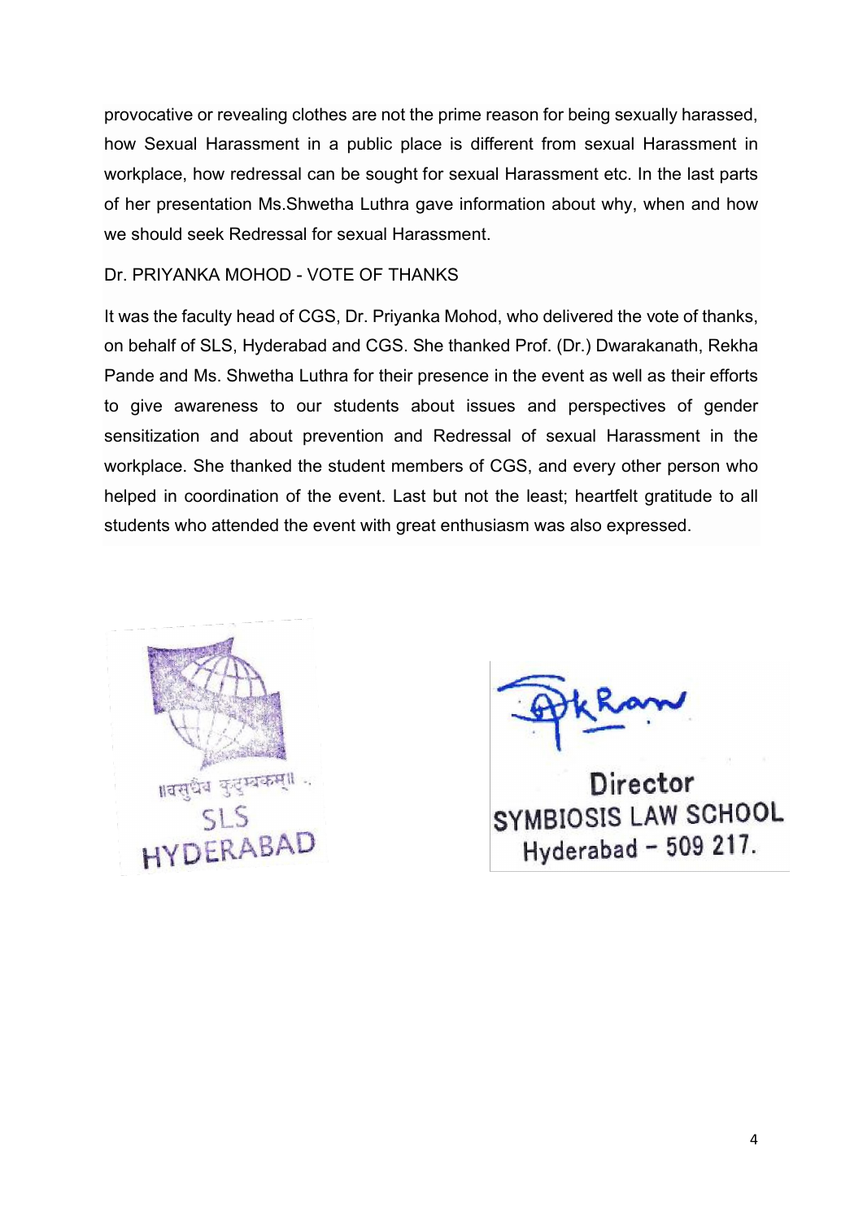provocative or revealing clothes are not the prime reason for being sexually harassed, how Sexual Harassment in a public place is different from sexual Harassment in workplace, how redressal can be sought for sexual Harassment etc. In the last parts of her presentation Ms.Shwetha Luthra gave information about why, when and how we should seek Redressal for sexual Harassment.

Dr. PRIYANKA MOHOD - VOTE OF THANKS

It was the faculty head of CGS, Dr. Priyanka Mohod, who delivered the vote of thanks, on behalf of SLS, Hyderabad and CGS. She thanked Prof. (Dr.) Dwarakanath, Rekha Pande and Ms. Shwetha Luthra for their presence in the event as well as their efforts to give awareness to our students about issues and perspectives of gender sensitization and about prevention and Redressal of sexual Harassment in the workplace. She thanked the student members of CGS, and every other person who helped in coordination of the event. Last but not the least; heartfelt gratitude to all students who attended the event with great enthusiasm was also expressed.

॥वसुधैव कुटुम्बकम्॥
SLS
HYDERABAD

Director
SYMBIOSIS LAW SCHOOL
Hyderabad - 509 217.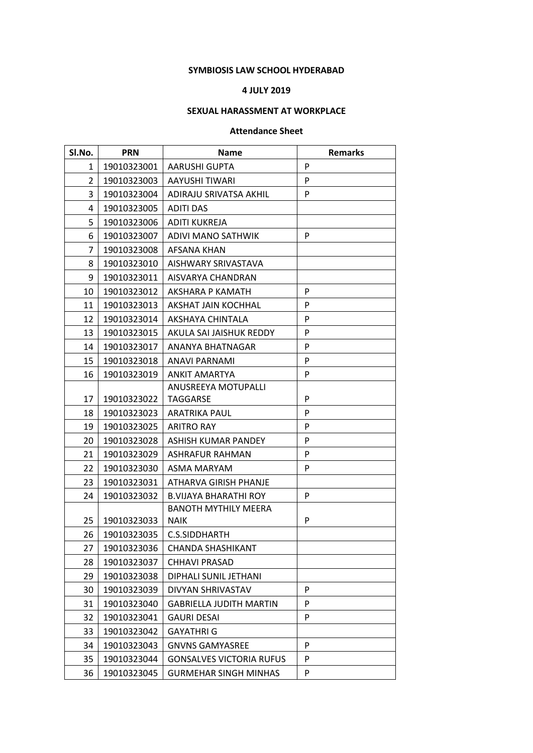**SYMBIOSIS LAW SCHOOL HYDERABAD**

**4 JULY 2019**

**SEXUAL HARASSMENT AT WORKPLACE**

**Attendance Sheet**

| Sl.No. | PRN | Name | Remarks |
|---|---|---|---|
| 1 | 19010323001 | AARUSHI GUPTA | P |
| 2 | 19010323003 | AAYUSHI TIWARI | P |
| 3 | 19010323004 | ADIRAJU SRIVATSA AKHIL | P |
| 4 | 19010323005 | ADITI DAS | |
| 5 | 19010323006 | ADITI KUKREJA | |
| 6 | 19010323007 | ADIVI MANO SATHWIK | P |
| 7 | 19010323008 | AFSANA KHAN | |
| 8 | 19010323010 | AISHWARY SRIVASTAVA | |
| 9 | 19010323011 | AISVARYA CHANDRAN | |
| 10 | 19010323012 | AKSHARA P KAMATH | P |
| 11 | 19010323013 | AKSHAT JAIN KOCHHAL | P |
| 12 | 19010323014 | AKSHAYA CHINTALA | P |
| 13 | 19010323015 | AKULA SAI JAISHUK REDDY | P |
| 14 | 19010323017 | ANANYA BHATNAGAR | P |
| 15 | 19010323018 | ANAVI PARNAMI | P |
| 16 | 19010323019 | ANKIT AMARTYA | P |
| 17 | 19010323022 | ANUSREEYA MOTUPALLI TAGGARSE | P |
| 18 | 19010323023 | ARATRIKA PAUL | P |
| 19 | 19010323025 | ARITRO RAY | P |
| 20 | 19010323028 | ASHISH KUMAR PANDEY | P |
| 21 | 19010323029 | ASHRAFUR RAHMAN | P |
| 22 | 19010323030 | ASMA MARYAM | P |
| 23 | 19010323031 | ATHARVA GIRISH PHANJE | |
| 24 | 19010323032 | B.VIJAYA BHARATHI ROY | P |
| 25 | 19010323033 | BANOTH MYTHILY MEERA NAIK | P |
| 26 | 19010323035 | C.S.SIDDHARTH | |
| 27 | 19010323036 | CHANDA SHASHIKANT | |
| 28 | 19010323037 | CHHAVI PRASAD | |
| 29 | 19010323038 | DIPHALI SUNIL JETHANI | |
| 30 | 19010323039 | DIVYAN SHRIVASTAV | P |
| 31 | 19010323040 | GABRIELLA JUDITH MARTIN | P |
| 32 | 19010323041 | GAURI DESAI | P |
| 33 | 19010323042 | GAYATHRI G | |
| 34 | 19010323043 | GNVNS GAMYASREE | P |
| 35 | 19010323044 | GONSALVES VICTORIA RUFUS | P |
| 36 | 19010323045 | GURMEHAR SINGH MINHAS | P |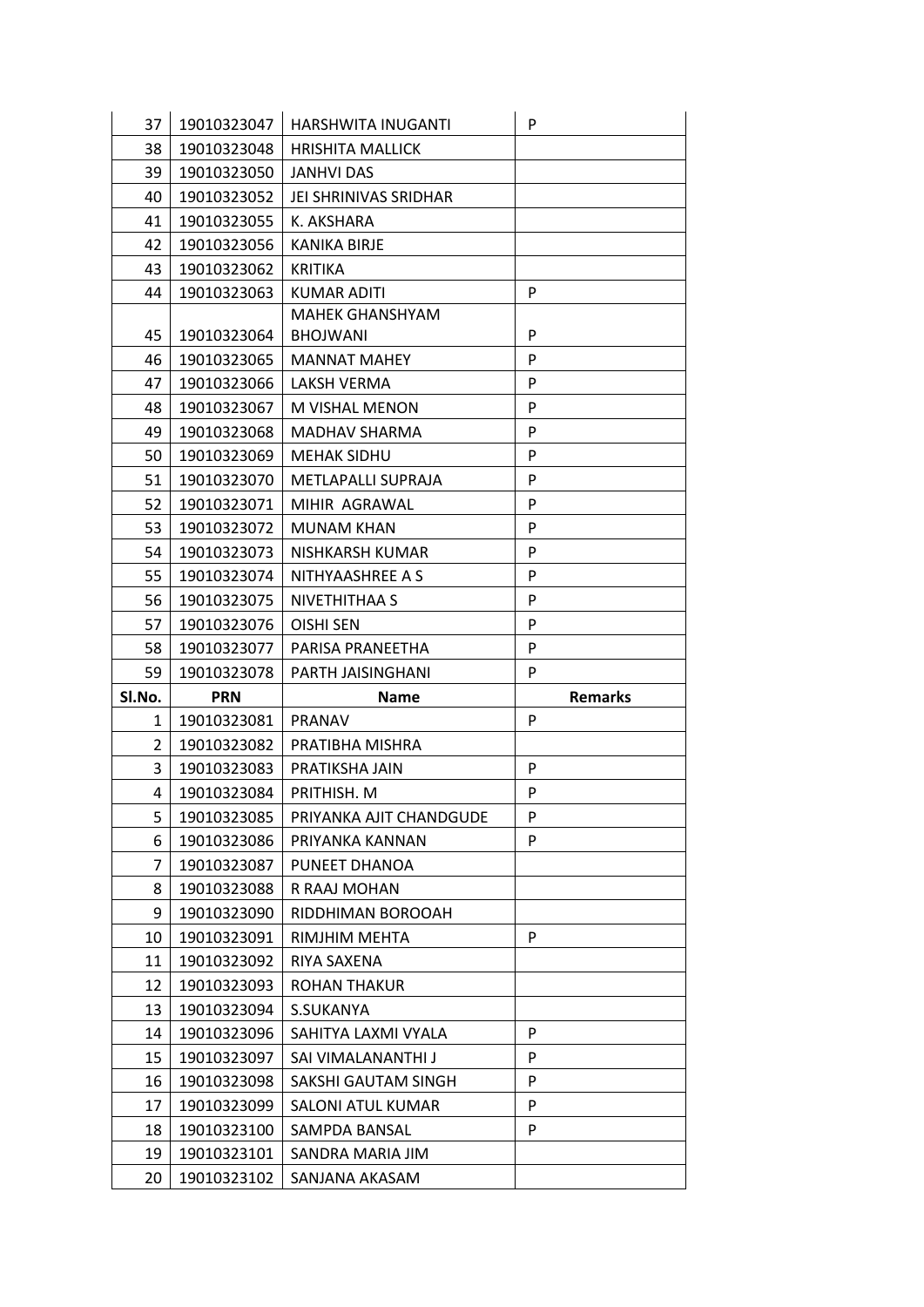| | | | |
|---|---|---|---|
| 37 | 19010323047 | HARSHWITA INUGANTI | P |
| 38 | 19010323048 | HRISHITA MALLICK | |
| 39 | 19010323050 | JANHVI DAS | |
| 40 | 19010323052 | JEI SHRINIVAS SRIDHAR | |
| 41 | 19010323055 | K. AKSHARA | |
| 42 | 19010323056 | KANIKA BIRJE | |
| 43 | 19010323062 | KRITIKA | |
| 44 | 19010323063 | KUMAR ADITI | P |
| 45 | 19010323064 | MAHEK GHANSHYAM BHOJWANI | P |
| 46 | 19010323065 | MANNAT MAHEY | P |
| 47 | 19010323066 | LAKSH VERMA | P |
| 48 | 19010323067 | M VISHAL MENON | P |
| 49 | 19010323068 | MADHAV SHARMA | P |
| 50 | 19010323069 | MEHAK SIDHU | P |
| 51 | 19010323070 | METLAPALLI SUPRAJA | P |
| 52 | 19010323071 | MIHIR AGRAWAL | P |
| 53 | 19010323072 | MUNAM KHAN | P |
| 54 | 19010323073 | NISHKARSH KUMAR | P |
| 55 | 19010323074 | NITHYAASHREE A S | P |
| 56 | 19010323075 | NIVETHITHAA S | P |
| 57 | 19010323076 | OISHI SEN | P |
| 58 | 19010323077 | PARISA PRANEETHA | P |
| 59 | 19010323078 | PARTH JAISINGHANI | P |

| Sl.No. | PRN | Name | Remarks |
|---|---|---|---|
| 1 | 19010323081 | PRANAV | P |
| 2 | 19010323082 | PRATIBHA MISHRA | |
| 3 | 19010323083 | PRATIKSHA JAIN | P |
| 4 | 19010323084 | PRITHISH. M | P |
| 5 | 19010323085 | PRIYANKA AJIT CHANDGUDE | P |
| 6 | 19010323086 | PRIYANKA KANNAN | P |
| 7 | 19010323087 | PUNEET DHANOA | |
| 8 | 19010323088 | R RAAJ MOHAN | |
| 9 | 19010323090 | RIDDHIMAN BOROOAH | |
| 10 | 19010323091 | RIMJHIM MEHTA | P |
| 11 | 19010323092 | RIYA SAXENA | |
| 12 | 19010323093 | ROHAN THAKUR | |
| 13 | 19010323094 | S.SUKANYA | |
| 14 | 19010323096 | SAHITYA LAXMI VYALA | P |
| 15 | 19010323097 | SAI VIMALANANTHI J | P |
| 16 | 19010323098 | SAKSHI GAUTAM SINGH | P |
| 17 | 19010323099 | SALONI ATUL KUMAR | P |
| 18 | 19010323100 | SAMPDA BANSAL | P |
| 19 | 19010323101 | SANDRA MARIA JIM | |
| 20 | 19010323102 | SANJANA AKASAM | |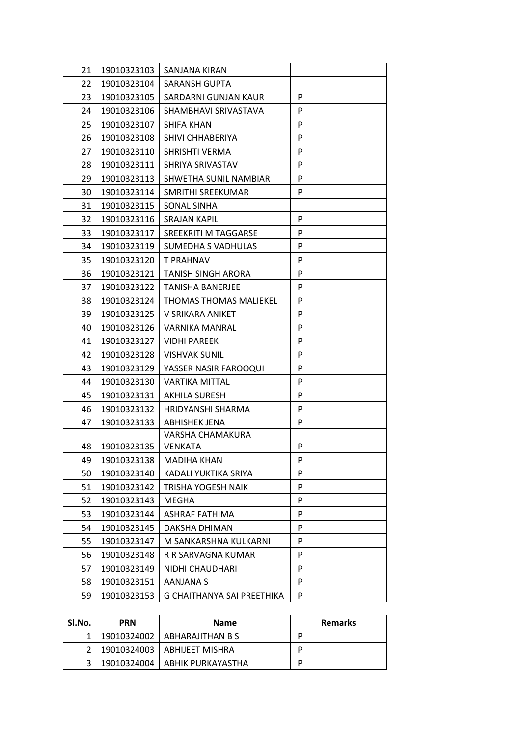| | | | |
|---|---|---|---|
| 21 | 19010323103 | SANJANA KIRAN | |
| 22 | 19010323104 | SARANSH GUPTA | |
| 23 | 19010323105 | SARDARNI GUNJAN KAUR | P |
| 24 | 19010323106 | SHAMBHAVI SRIVASTAVA | P |
| 25 | 19010323107 | SHIFA KHAN | P |
| 26 | 19010323108 | SHIVI CHHABERIYA | P |
| 27 | 19010323110 | SHRISHTI VERMA | P |
| 28 | 19010323111 | SHRIYA SRIVASTAV | P |
| 29 | 19010323113 | SHWETHA SUNIL NAMBIAR | P |
| 30 | 19010323114 | SMRITHI SREEKUMAR | P |
| 31 | 19010323115 | SONAL SINHA | |
| 32 | 19010323116 | SRAJAN KAPIL | P |
| 33 | 19010323117 | SREEKRITI M TAGGARSE | P |
| 34 | 19010323119 | SUMEDHA S VADHULAS | P |
| 35 | 19010323120 | T PRAHNAV | P |
| 36 | 19010323121 | TANISH SINGH ARORA | P |
| 37 | 19010323122 | TANISHA BANERJEE | P |
| 38 | 19010323124 | THOMAS THOMAS MALIEKEL | P |
| 39 | 19010323125 | V SRIKARA ANIKET | P |
| 40 | 19010323126 | VARNIKA MANRAL | P |
| 41 | 19010323127 | VIDHI PAREEK | P |
| 42 | 19010323128 | VISHVAK SUNIL | P |
| 43 | 19010323129 | YASSER NASIR FAROOQUI | P |
| 44 | 19010323130 | VARTIKA MITTAL | P |
| 45 | 19010323131 | AKHILA SURESH | P |
| 46 | 19010323132 | HRIDYANSHI SHARMA | P |
| 47 | 19010323133 | ABHISHEK JENA | P |
| 48 | 19010323135 | VARSHA CHAMAKURA VENKATA | P |
| 49 | 19010323138 | MADIHA KHAN | P |
| 50 | 19010323140 | KADALI YUKTIKA SRIYA | P |
| 51 | 19010323142 | TRISHA YOGESH NAIK | P |
| 52 | 19010323143 | MEGHA | P |
| 53 | 19010323144 | ASHRAF FATHIMA | P |
| 54 | 19010323145 | DAKSHA DHIMAN | P |
| 55 | 19010323147 | M SANKARSHNA KULKARNI | P |
| 56 | 19010323148 | R R SARVAGNA KUMAR | P |
| 57 | 19010323149 | NIDHI CHAUDHARI | P |
| 58 | 19010323151 | AANJANA S | P |
| 59 | 19010323153 | G CHAITHANYA SAI PREETHIKA | P |

| Sl.No. | PRN | Name | Remarks |
|---|---|---|---|
| 1 | 19010324002 | ABHARAJITHAN B S | P |
| 2 | 19010324003 | ABHIJEET MISHRA | P |
| 3 | 19010324004 | ABHIK PURKAYASTHA | P |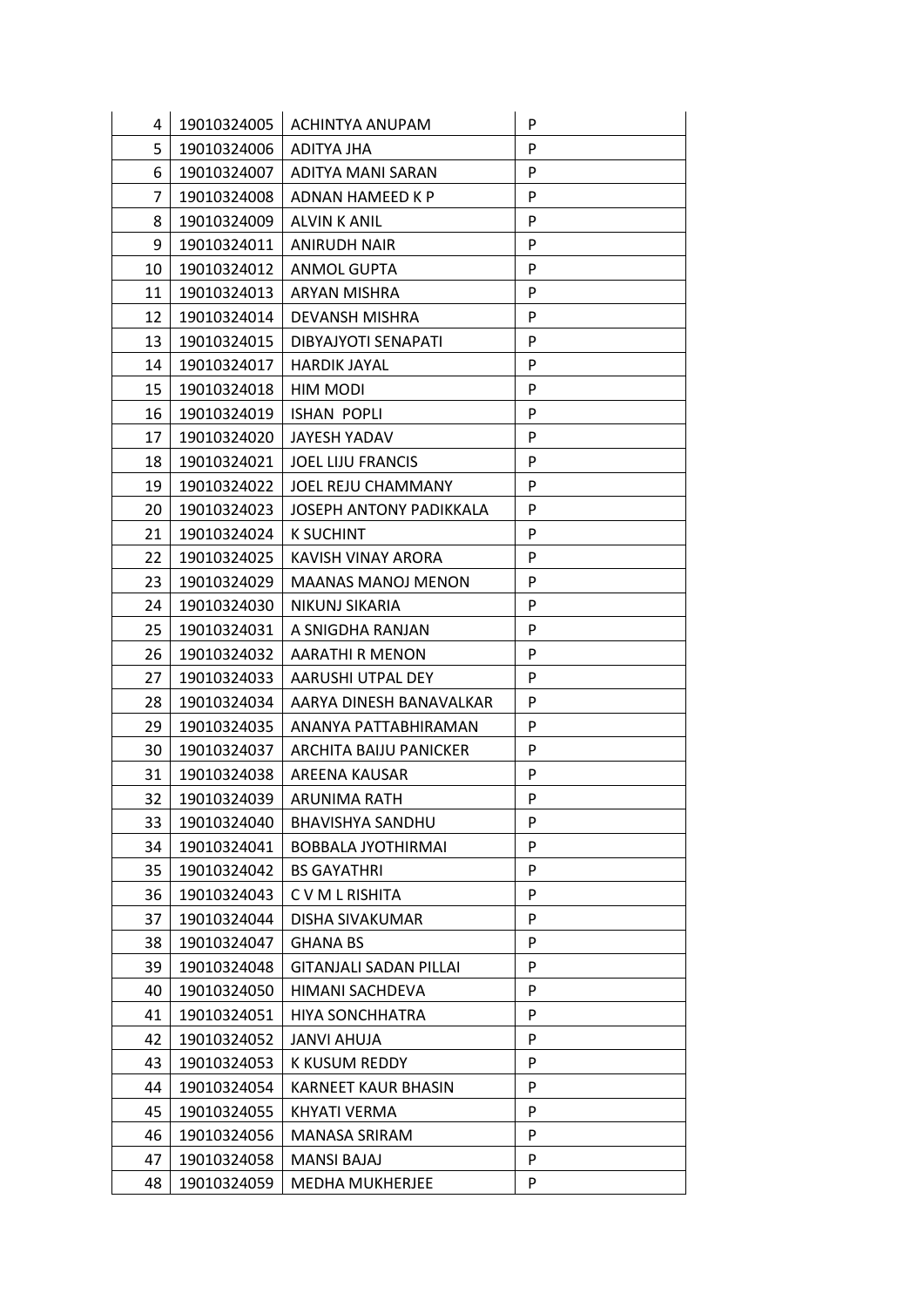| | | | |
|---|---|---|---|
| 4 | 19010324005 | ACHINTYA ANUPAM | P |
| 5 | 19010324006 | ADITYA JHA | P |
| 6 | 19010324007 | ADITYA MANI SARAN | P |
| 7 | 19010324008 | ADNAN HAMEED K P | P |
| 8 | 19010324009 | ALVIN K ANIL | P |
| 9 | 19010324011 | ANIRUDH NAIR | P |
| 10 | 19010324012 | ANMOL GUPTA | P |
| 11 | 19010324013 | ARYAN MISHRA | P |
| 12 | 19010324014 | DEVANSH MISHRA | P |
| 13 | 19010324015 | DIBYAJYOTI SENAPATI | P |
| 14 | 19010324017 | HARDIK JAYAL | P |
| 15 | 19010324018 | HIM MODI | P |
| 16 | 19010324019 | ISHAN POPLI | P |
| 17 | 19010324020 | JAYESH YADAV | P |
| 18 | 19010324021 | JOEL LIJU FRANCIS | P |
| 19 | 19010324022 | JOEL REJU CHAMMANY | P |
| 20 | 19010324023 | JOSEPH ANTONY PADIKKALA | P |
| 21 | 19010324024 | K SUCHINT | P |
| 22 | 19010324025 | KAVISH VINAY ARORA | P |
| 23 | 19010324029 | MAANAS MANOJ MENON | P |
| 24 | 19010324030 | NIKUNJ SIKARIA | P |
| 25 | 19010324031 | A SNIGDHA RANJAN | P |
| 26 | 19010324032 | AARATHI R MENON | P |
| 27 | 19010324033 | AARUSHI UTPAL DEY | P |
| 28 | 19010324034 | AARYA DINESH BANAVALKAR | P |
| 29 | 19010324035 | ANANYA PATTABHIRAMAN | P |
| 30 | 19010324037 | ARCHITA BAIJU PANICKER | P |
| 31 | 19010324038 | AREENA KAUSAR | P |
| 32 | 19010324039 | ARUNIMA RATH | P |
| 33 | 19010324040 | BHAVISHYA SANDHU | P |
| 34 | 19010324041 | BOBBALA JYOTHIRMAI | P |
| 35 | 19010324042 | BS GAYATHRI | P |
| 36 | 19010324043 | C V M L RISHITA | P |
| 37 | 19010324044 | DISHA SIVAKUMAR | P |
| 38 | 19010324047 | GHANA BS | P |
| 39 | 19010324048 | GITANJALI SADAN PILLAI | P |
| 40 | 19010324050 | HIMANI SACHDEVA | P |
| 41 | 19010324051 | HIYA SONCHHATRA | P |
| 42 | 19010324052 | JANVI AHUJA | P |
| 43 | 19010324053 | K KUSUM REDDY | P |
| 44 | 19010324054 | KARNEET KAUR BHASIN | P |
| 45 | 19010324055 | KHYATI VERMA | P |
| 46 | 19010324056 | MANASA SRIRAM | P |
| 47 | 19010324058 | MANSI BAJAJ | P |
| 48 | 19010324059 | MEDHA MUKHERJEE | P |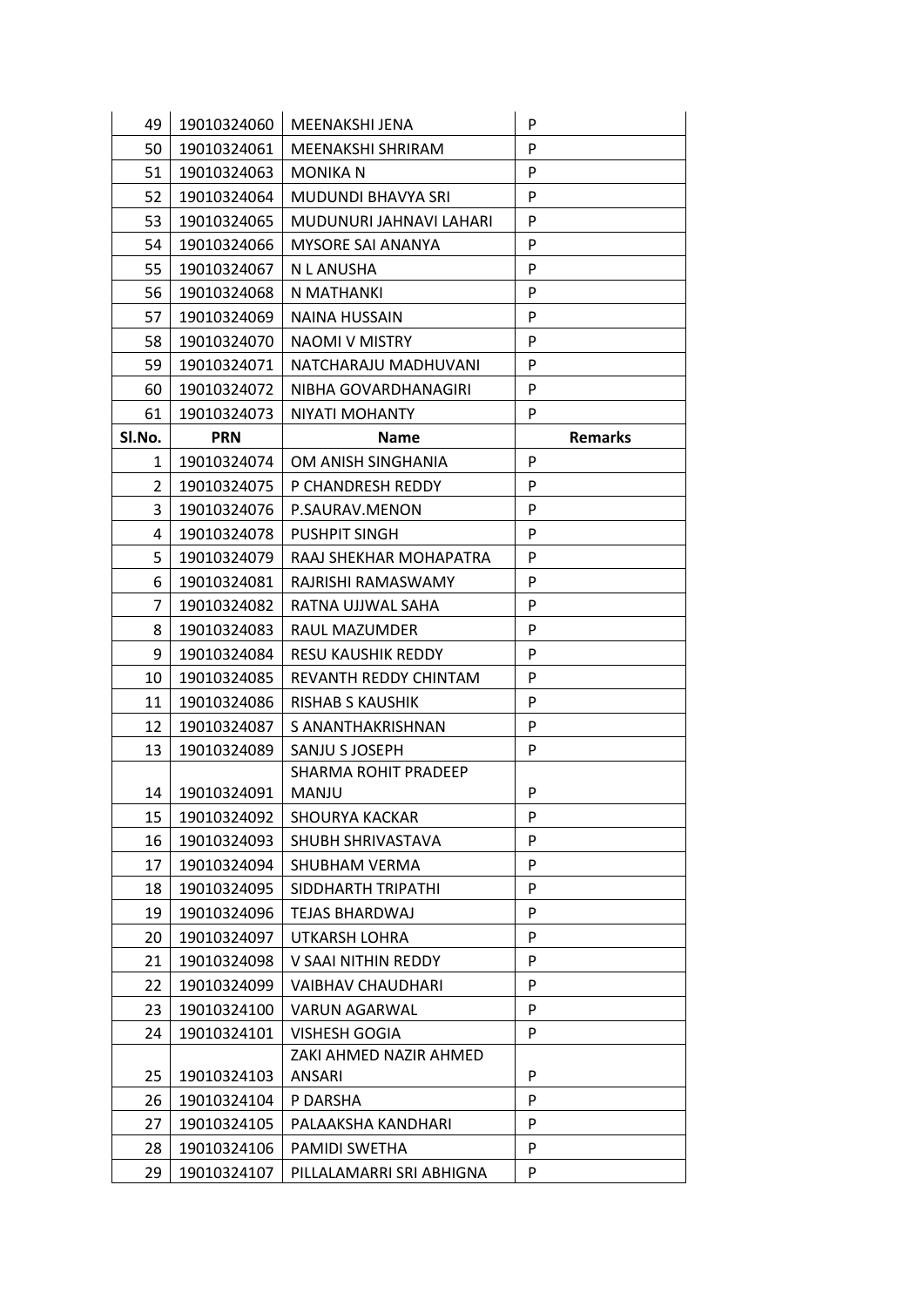| | | | |
|---|---|---|---|
| 49 | 19010324060 | MEENAKSHI JENA | P |
| 50 | 19010324061 | MEENAKSHI SHRIRAM | P |
| 51 | 19010324063 | MONIKA N | P |
| 52 | 19010324064 | MUDUNDI BHAVYA SRI | P |
| 53 | 19010324065 | MUDUNURI JAHNAVI LAHARI | P |
| 54 | 19010324066 | MYSORE SAI ANANYA | P |
| 55 | 19010324067 | N L ANUSHA | P |
| 56 | 19010324068 | N MATHANKI | P |
| 57 | 19010324069 | NAINA HUSSAIN | P |
| 58 | 19010324070 | NAOMI V MISTRY | P |
| 59 | 19010324071 | NATCHARAJU MADHUVANI | P |
| 60 | 19010324072 | NIBHA GOVARDHANAGIRI | P |
| 61 | 19010324073 | NIYATI MOHANTY | P |

| Sl.No. | PRN | Name | Remarks |
|---|---|---|---|
| 1 | 19010324074 | OM ANISH SINGHANIA | P |
| 2 | 19010324075 | P CHANDRESH REDDY | P |
| 3 | 19010324076 | P.SAURAV.MENON | P |
| 4 | 19010324078 | PUSHPIT SINGH | P |
| 5 | 19010324079 | RAAJ SHEKHAR MOHAPATRA | P |
| 6 | 19010324081 | RAJRISHI RAMASWAMY | P |
| 7 | 19010324082 | RATNA UJJWAL SAHA | P |
| 8 | 19010324083 | RAUL MAZUMDER | P |
| 9 | 19010324084 | RESU KAUSHIK REDDY | P |
| 10 | 19010324085 | REVANTH REDDY CHINTAM | P |
| 11 | 19010324086 | RISHAB S KAUSHIK | P |
| 12 | 19010324087 | S ANANTHAKRISHNAN | P |
| 13 | 19010324089 | SANJU S JOSEPH | P |
| 14 | 19010324091 | SHARMA ROHIT PRADEEP MANJU | P |
| 15 | 19010324092 | SHOURYA KACKAR | P |
| 16 | 19010324093 | SHUBH SHRIVASTAVA | P |
| 17 | 19010324094 | SHUBHAM VERMA | P |
| 18 | 19010324095 | SIDDHARTH TRIPATHI | P |
| 19 | 19010324096 | TEJAS BHARDWAJ | P |
| 20 | 19010324097 | UTKARSH LOHRA | P |
| 21 | 19010324098 | V SAAI NITHIN REDDY | P |
| 22 | 19010324099 | VAIBHAV CHAUDHARI | P |
| 23 | 19010324100 | VARUN AGARWAL | P |
| 24 | 19010324101 | VISHESH GOGIA | P |
| 25 | 19010324103 | ZAKI AHMED NAZIR AHMED ANSARI | P |
| 26 | 19010324104 | P DARSHA | P |
| 27 | 19010324105 | PALAAKSHA KANDHARI | P |
| 28 | 19010324106 | PAMIDI SWETHA | P |
| 29 | 19010324107 | PILLALAMARRI SRI ABHIGNA | P |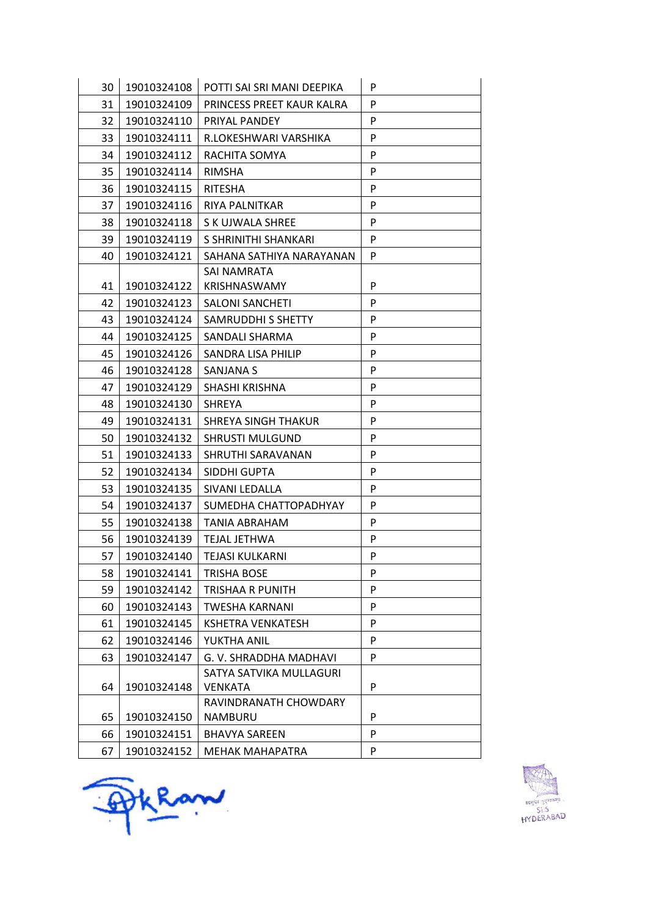| | | | |
|---|---|---|---|
| 30 | 19010324108 | POTTI SAI SRI MANI DEEPIKA | P |
| 31 | 19010324109 | PRINCESS PREET KAUR KALRA | P |
| 32 | 19010324110 | PRIYAL PANDEY | P |
| 33 | 19010324111 | R.LOKESHWARI VARSHIKA | P |
| 34 | 19010324112 | RACHITA SOMYA | P |
| 35 | 19010324114 | RIMSHA | P |
| 36 | 19010324115 | RITESHA | P |
| 37 | 19010324116 | RIYA PALNITKAR | P |
| 38 | 19010324118 | S K UJWALA SHREE | P |
| 39 | 19010324119 | S SHRINITHI SHANKARI | P |
| 40 | 19010324121 | SAHANA SATHIYA NARAYANAN | P |
| 41 | 19010324122 | SAI NAMRATA KRISHNASWAMY | P |
| 42 | 19010324123 | SALONI SANCHETI | P |
| 43 | 19010324124 | SAMRUDDHI S SHETTY | P |
| 44 | 19010324125 | SANDALI SHARMA | P |
| 45 | 19010324126 | SANDRA LISA PHILIP | P |
| 46 | 19010324128 | SANJANA S | P |
| 47 | 19010324129 | SHASHI KRISHNA | P |
| 48 | 19010324130 | SHREYA | P |
| 49 | 19010324131 | SHREYA SINGH THAKUR | P |
| 50 | 19010324132 | SHRUSTI MULGUND | P |
| 51 | 19010324133 | SHRUTHI SARAVANAN | P |
| 52 | 19010324134 | SIDDHI GUPTA | P |
| 53 | 19010324135 | SIVANI LEDALLA | P |
| 54 | 19010324137 | SUMEDHA CHATTOPADHYAY | P |
| 55 | 19010324138 | TANIA ABRAHAM | P |
| 56 | 19010324139 | TEJAL JETHWA | P |
| 57 | 19010324140 | TEJASI KULKARNI | P |
| 58 | 19010324141 | TRISHA BOSE | P |
| 59 | 19010324142 | TRISHAA R PUNITH | P |
| 60 | 19010324143 | TWESHA KARNANI | P |
| 61 | 19010324145 | KSHETRA VENKATESH | P |
| 62 | 19010324146 | YUKTHA ANIL | P |
| 63 | 19010324147 | G. V. SHRADDHA MADHAVI | P |
| 64 | 19010324148 | SATYA SATVIKA MULLAGURI VENKATA | P |
| 65 | 19010324150 | RAVINDRANATH CHOWDARY NAMBURU | P |
| 66 | 19010324151 | BHAVYA SAREEN | P |
| 67 | 19010324152 | MEHAK MAHAPATRA | P |